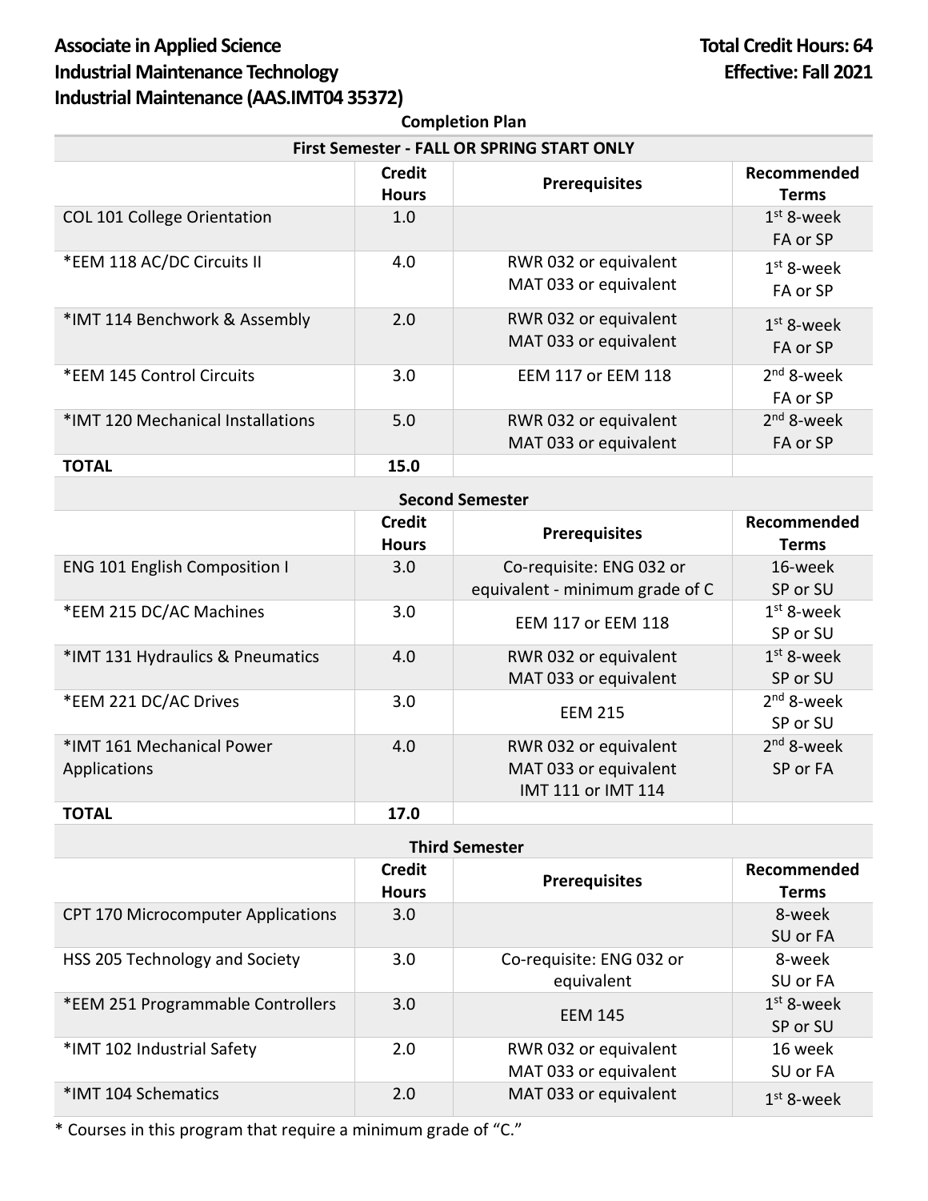**Associate in Applied Science**
**Industrial Maintenance Technology**
**Industrial Maintenance (AAS.IMT04 35372)**

**Total Credit Hours: 64**
**Effective: Fall 2021**

**Completion Plan**

| First Semester - FALL OR SPRING START ONLY | | | |
|---|---|---|---|
| | **Credit Hours** | **Prerequisites** | **Recommended Terms** |
| COL 101 College Orientation | 1.0 | | 1st 8-week FA or SP |
| *EEM 118 AC/DC Circuits II | 4.0 | RWR 032 or equivalent MAT 033 or equivalent | 1st 8-week FA or SP |
| *IMT 114 Benchwork & Assembly | 2.0 | RWR 032 or equivalent MAT 033 or equivalent | 1st 8-week FA or SP |
| *EEM 145 Control Circuits | 3.0 | EEM 117 or EEM 118 | 2nd 8-week FA or SP |
| *IMT 120 Mechanical Installations | 5.0 | RWR 032 or equivalent MAT 033 or equivalent | 2nd 8-week FA or SP |
| **TOTAL** | **15.0** | | |

| Second Semester | | | |
|---|---|---|---|
| | **Credit Hours** | **Prerequisites** | **Recommended Terms** |
| ENG 101 English Composition I | 3.0 | Co-requisite: ENG 032 or equivalent - minimum grade of C | 16-week SP or SU |
| *EEM 215 DC/AC Machines | 3.0 | EEM 117 or EEM 118 | 1st 8-week SP or SU |
| *IMT 131 Hydraulics & Pneumatics | 4.0 | RWR 032 or equivalent MAT 033 or equivalent | 1st 8-week SP or SU |
| *EEM 221 DC/AC Drives | 3.0 | EEM 215 | 2nd 8-week SP or SU |
| *IMT 161 Mechanical Power Applications | 4.0 | RWR 032 or equivalent MAT 033 or equivalent IMT 111 or IMT 114 | 2nd 8-week SP or FA |
| **TOTAL** | **17.0** | | |

| Third Semester | | | |
|---|---|---|---|
| | **Credit Hours** | **Prerequisites** | **Recommended Terms** |
| CPT 170 Microcomputer Applications | 3.0 | | 8-week SU or FA |
| HSS 205 Technology and Society | 3.0 | Co-requisite: ENG 032 or equivalent | 8-week SU or FA |
| *EEM 251 Programmable Controllers | 3.0 | EEM 145 | 1st 8-week SP or SU |
| *IMT 102 Industrial Safety | 2.0 | RWR 032 or equivalent MAT 033 or equivalent | 16 week SU or FA |
| *IMT 104 Schematics | 2.0 | MAT 033 or equivalent | 1st 8-week |

* Courses in this program that require a minimum grade of "C."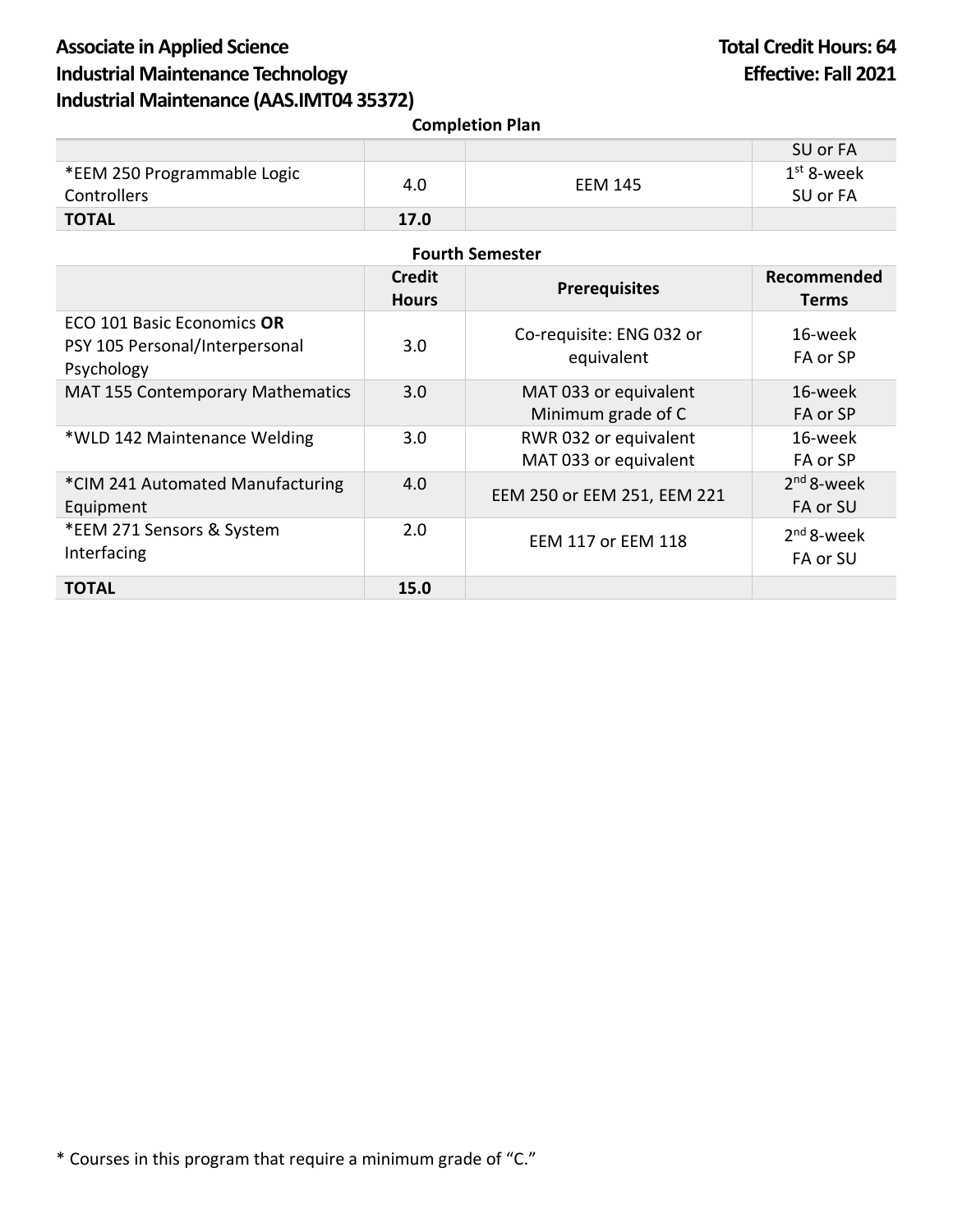**Associate in Applied Science**
**Industrial Maintenance Technology**
**Industrial Maintenance (AAS.IMT04 35372)**

**Total Credit Hours: 64**
**Effective: Fall 2021**

**Completion Plan**

| | | | |
|---|---|---|---|
| | | | SU or FA |
| *EEM 250 Programmable Logic Controllers | 4.0 | EEM 145 | 1st 8-week SU or FA |
| **TOTAL** | **17.0** | | |

**Fourth Semester**

| | Credit Hours | Prerequisites | Recommended Terms |
|---|---|---|---|
| ECO 101 Basic Economics **OR** PSY 105 Personal/Interpersonal Psychology | 3.0 | Co-requisite: ENG 032 or equivalent | 16-week FA or SP |
| MAT 155 Contemporary Mathematics | 3.0 | MAT 033 or equivalent Minimum grade of C | 16-week FA or SP |
| *WLD 142 Maintenance Welding | 3.0 | RWR 032 or equivalent MAT 033 or equivalent | 16-week FA or SP |
| *CIM 241 Automated Manufacturing Equipment | 4.0 | EEM 250 or EEM 251, EEM 221 | 2nd 8-week FA or SU |
| *EEM 271 Sensors & System Interfacing | 2.0 | EEM 117 or EEM 118 | 2nd 8-week FA or SU |
| **TOTAL** | **15.0** | | |

* Courses in this program that require a minimum grade of "C."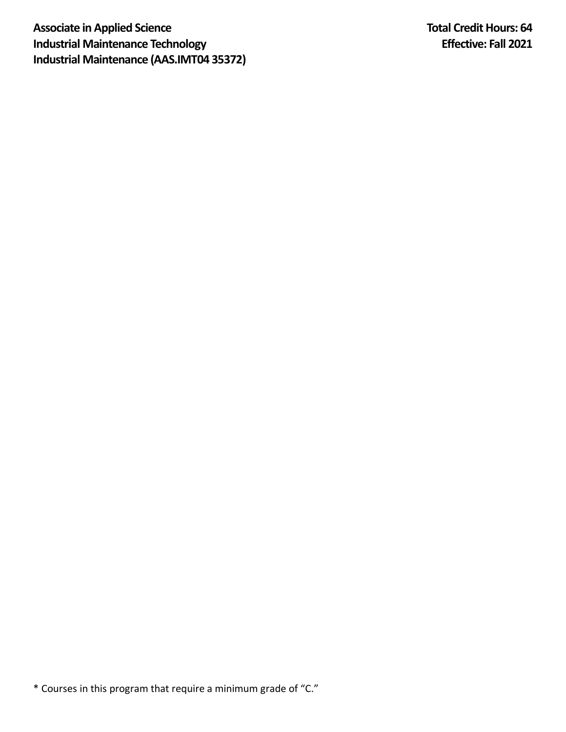* Courses in this program that require a minimum grade of "C."